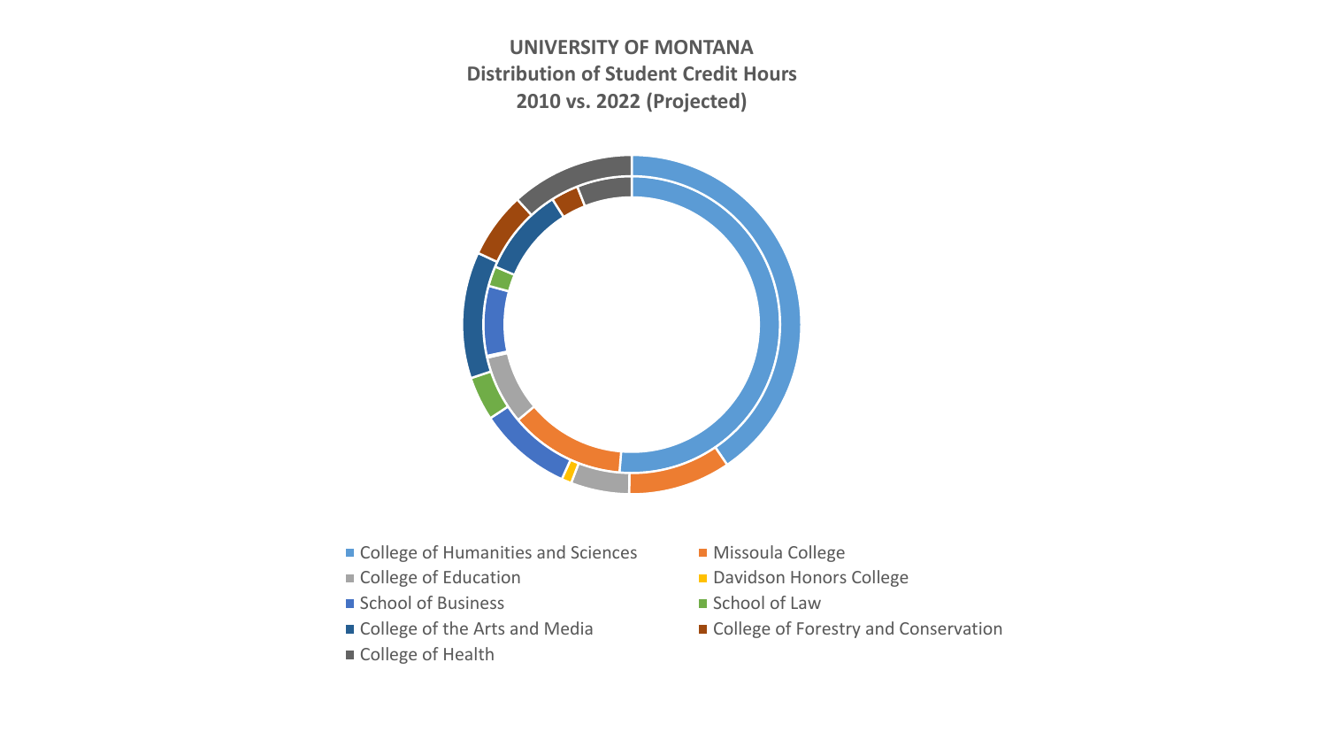# UNIVERSITY OF MONTANA
## Distribution of Student Credit Hours
## 2010 vs. 2022 (Projected)

- College of Humanities and Sciences
- Missoula College
- College of Education
- Davidson Honors College
- School of Business
- School of Law
- College of the Arts and Media
- College of Forestry and Conservation
- College of Health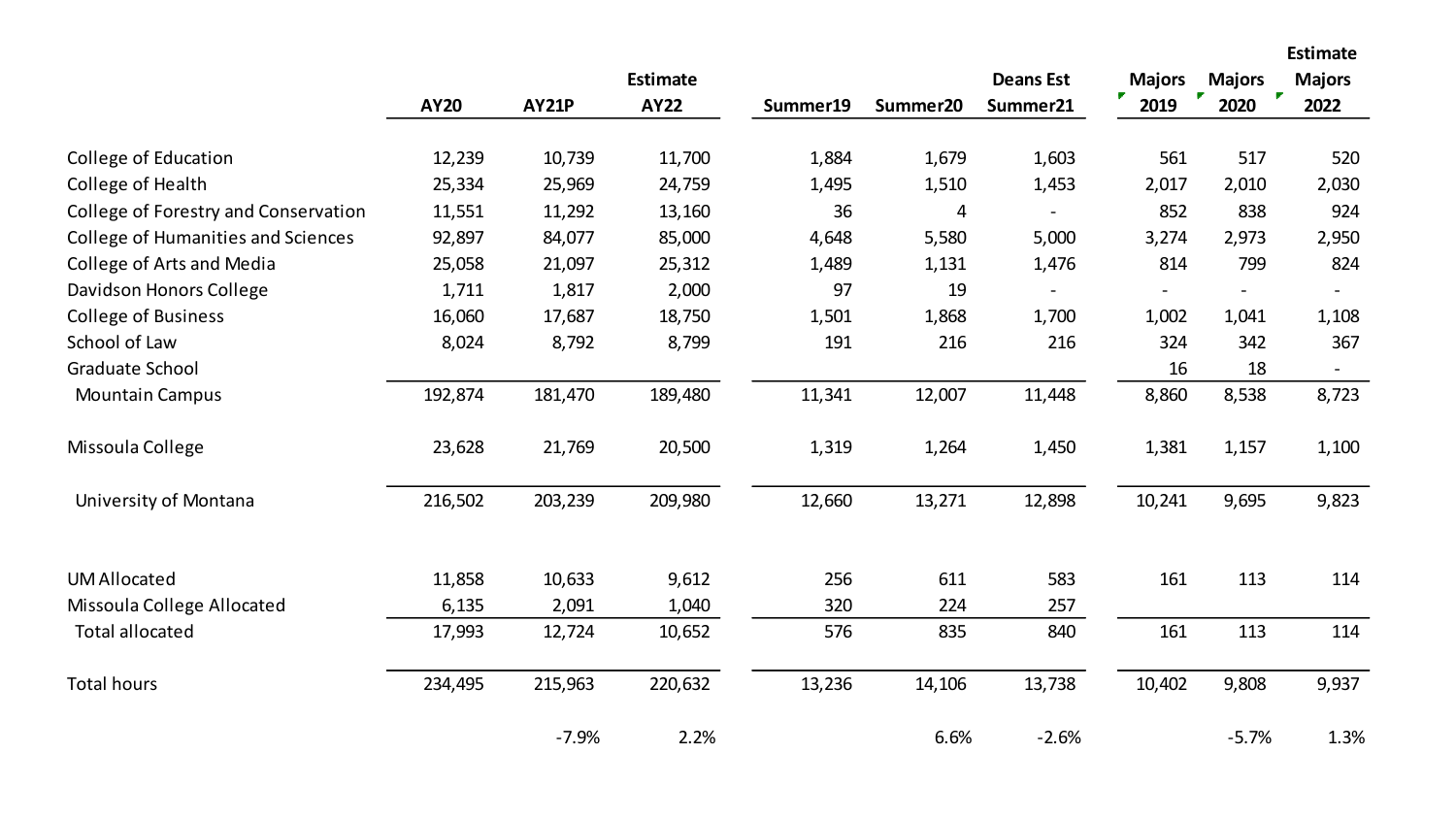| | AY20 | AY21P | Estimate AY22 | Summer19 | Summer20 | Deans Est Summer21 | Majors 2019 | Majors 2020 | Estimate Majors 2022 |
|---|---|---|---|---|---|---|---|---|---|
| College of Education | 12,239 | 10,739 | 11,700 | 1,884 | 1,679 | 1,603 | 561 | 517 | 520 |
| College of Health | 25,334 | 25,969 | 24,759 | 1,495 | 1,510 | 1,453 | 2,017 | 2,010 | 2,030 |
| College of Forestry and Conservation | 11,551 | 11,292 | 13,160 | 36 | 4 | - | 852 | 838 | 924 |
| College of Humanities and Sciences | 92,897 | 84,077 | 85,000 | 4,648 | 5,580 | 5,000 | 3,274 | 2,973 | 2,950 |
| College of Arts and Media | 25,058 | 21,097 | 25,312 | 1,489 | 1,131 | 1,476 | 814 | 799 | 824 |
| Davidson Honors College | 1,711 | 1,817 | 2,000 | 97 | 19 | - | - | - | - |
| College of Business | 16,060 | 17,687 | 18,750 | 1,501 | 1,868 | 1,700 | 1,002 | 1,041 | 1,108 |
| School of Law | 8,024 | 8,792 | 8,799 | 191 | 216 | 216 | 324 | 342 | 367 |
| Graduate School | | | | | | | 16 | 18 | - |
| Mountain Campus | 192,874 | 181,470 | 189,480 | 11,341 | 12,007 | 11,448 | 8,860 | 8,538 | 8,723 |
| Missoula College | 23,628 | 21,769 | 20,500 | 1,319 | 1,264 | 1,450 | 1,381 | 1,157 | 1,100 |
| University of Montana | 216,502 | 203,239 | 209,980 | 12,660 | 13,271 | 12,898 | 10,241 | 9,695 | 9,823 |
| UM Allocated | 11,858 | 10,633 | 9,612 | 256 | 611 | 583 | 161 | 113 | 114 |
| Missoula College Allocated | 6,135 | 2,091 | 1,040 | 320 | 224 | 257 | | | |
| Total allocated | 17,993 | 12,724 | 10,652 | 576 | 835 | 840 | 161 | 113 | 114 |
| Total hours | 234,495 | 215,963 | 220,632 | 13,236 | 14,106 | 13,738 | 10,402 | 9,808 | 9,937 |
| | | -7.9% | 2.2% | | 6.6% | -2.6% | | -5.7% | 1.3% |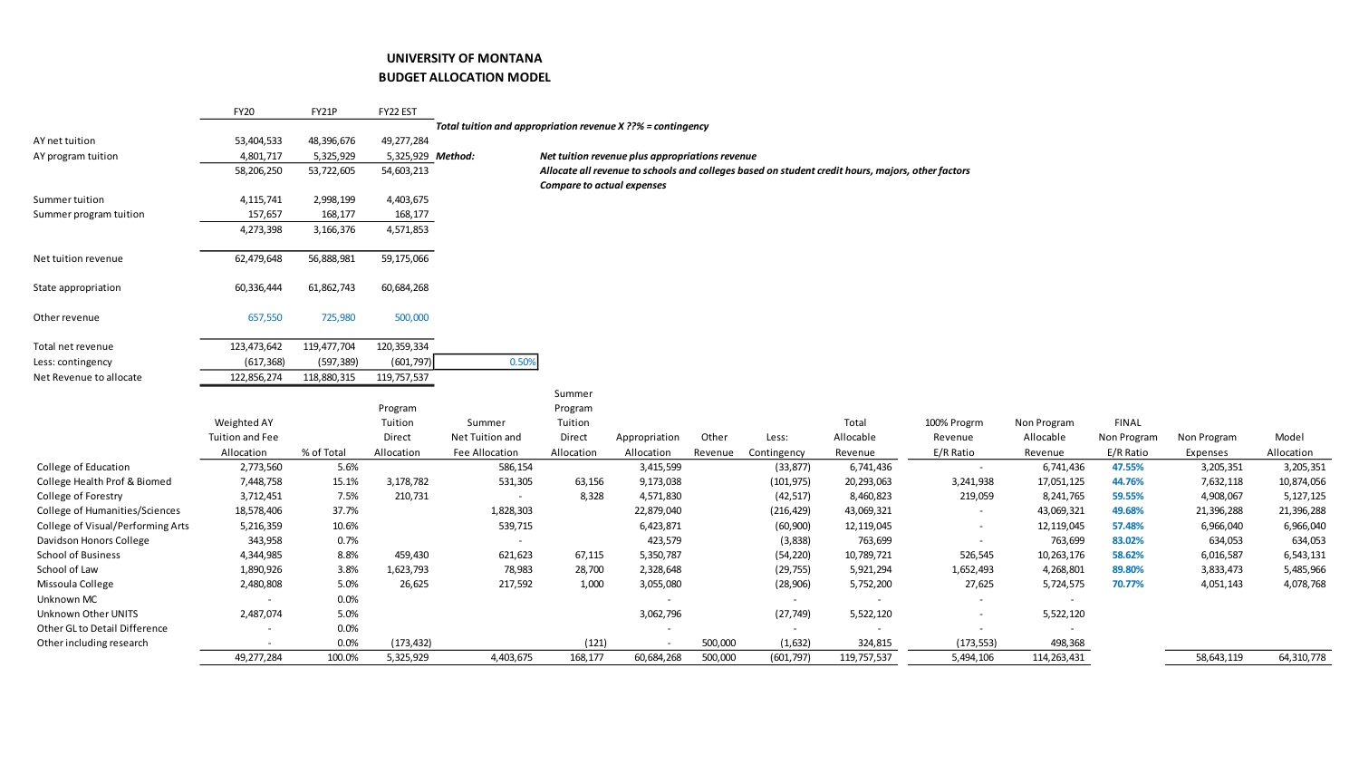# UNIVERSITY OF MONTANA

## BUDGET ALLOCATION MODEL

| | FY20 | FY21P | FY22 EST |
|---|---|---|---|
| AY net tuition | 53,404,533 | 48,396,676 | 49,277,284 |
| AY program tuition | 4,801,717 | 5,325,929 | 5,325,929 |
| | 58,206,250 | 53,722,605 | 54,603,213 |
| Summer tuition | 4,115,741 | 2,998,199 | 4,403,675 |
| Summer program tuition | 157,657 | 168,177 | 168,177 |
| | 4,273,398 | 3,166,376 | 4,571,853 |
| Net tuition revenue | 62,479,648 | 56,888,981 | 59,175,066 |
| State appropriation | 60,336,444 | 61,862,743 | 60,684,268 |
| Other revenue | 657,550 | 725,980 | 500,000 |
| Total net revenue | 123,473,642 | 119,477,704 | 120,359,334 |
| Less: contingency | (617,368) | (597,389) | (601,797) |
| Net Revenue to allocate | 122,856,274 | 118,880,315 | 119,757,537 |

*Total tuition and appropriation revenue X ??% = contingency*

Contingency rate: 0.50%

***Method:***

*Net tuition revenue plus appropriations revenue*

*Allocate all revenue to schools and colleges based on student credit hours, majors, other factors*

*Compare to actual expenses*

| | Weighted AY Tuition and Fee Allocation | % of Total | Program Tuition Direct Allocation | Summer Net Tuition and Fee Allocation | Summer Program Tuition Direct Allocation | Appropriation Allocation | Other Revenue | Less: Contingency | Total Allocable Revenue | 100% Progrm Revenue E/R Ratio | Non Program Allocable Revenue | FINAL Non Program E/R Ratio | Non Program Expenses | Model Allocation |
|---|---|---|---|---|---|---|---|---|---|---|---|---|---|---|
| College of Education | 2,773,560 | 5.6% | | 586,154 | | 3,415,599 | | (33,877) | 6,741,436 | - | 6,741,436 | **47.55%** | 3,205,351 | 3,205,351 |
| College Health Prof & Biomed | 7,448,758 | 15.1% | 3,178,782 | 531,305 | 63,156 | 9,173,038 | | (101,975) | 20,293,063 | 3,241,938 | 17,051,125 | **44.76%** | 7,632,118 | 10,874,056 |
| College of Forestry | 3,712,451 | 7.5% | 210,731 | - | 8,328 | 4,571,830 | | (42,517) | 8,460,823 | 219,059 | 8,241,765 | **59.55%** | 4,908,067 | 5,127,125 |
| College of Humanities/Sciences | 18,578,406 | 37.7% | | 1,828,303 | | 22,879,040 | | (216,429) | 43,069,321 | - | 43,069,321 | **49.68%** | 21,396,288 | 21,396,288 |
| College of Visual/Performing Arts | 5,216,359 | 10.6% | | 539,715 | | 6,423,871 | | (60,900) | 12,119,045 | - | 12,119,045 | **57.48%** | 6,966,040 | 6,966,040 |
| Davidson Honors College | 343,958 | 0.7% | | - | | 423,579 | | (3,838) | 763,699 | - | 763,699 | **83.02%** | 634,053 | 634,053 |
| School of Business | 4,344,985 | 8.8% | 459,430 | 621,623 | 67,115 | 5,350,787 | | (54,220) | 10,789,721 | 526,545 | 10,263,176 | **58.62%** | 6,016,587 | 6,543,131 |
| School of Law | 1,890,926 | 3.8% | 1,623,793 | 78,983 | 28,700 | 2,328,648 | | (29,755) | 5,921,294 | 1,652,493 | 4,268,801 | **89.80%** | 3,833,473 | 5,485,966 |
| Missoula College | 2,480,808 | 5.0% | 26,625 | 217,592 | 1,000 | 3,055,080 | | (28,906) | 5,752,200 | 27,625 | 5,724,575 | **70.77%** | 4,051,143 | 4,078,768 |
| Unknown MC | - | 0.0% | | | | - | | - | - | - | - | | | |
| Unknown Other UNITS | 2,487,074 | 5.0% | | | | 3,062,796 | | (27,749) | 5,522,120 | - | 5,522,120 | | | |
| Other GL to Detail Difference | - | 0.0% | | | | - | | - | - | - | - | | | |
| Other including research | - | 0.0% | (173,432) | | (121) | - | 500,000 | (1,632) | 324,815 | (173,553) | 498,368 | | | |
| | 49,277,284 | 100.0% | 5,325,929 | 4,403,675 | 168,177 | 60,684,268 | 500,000 | (601,797) | 119,757,537 | 5,494,106 | 114,263,431 | | 58,643,119 | 64,310,778 |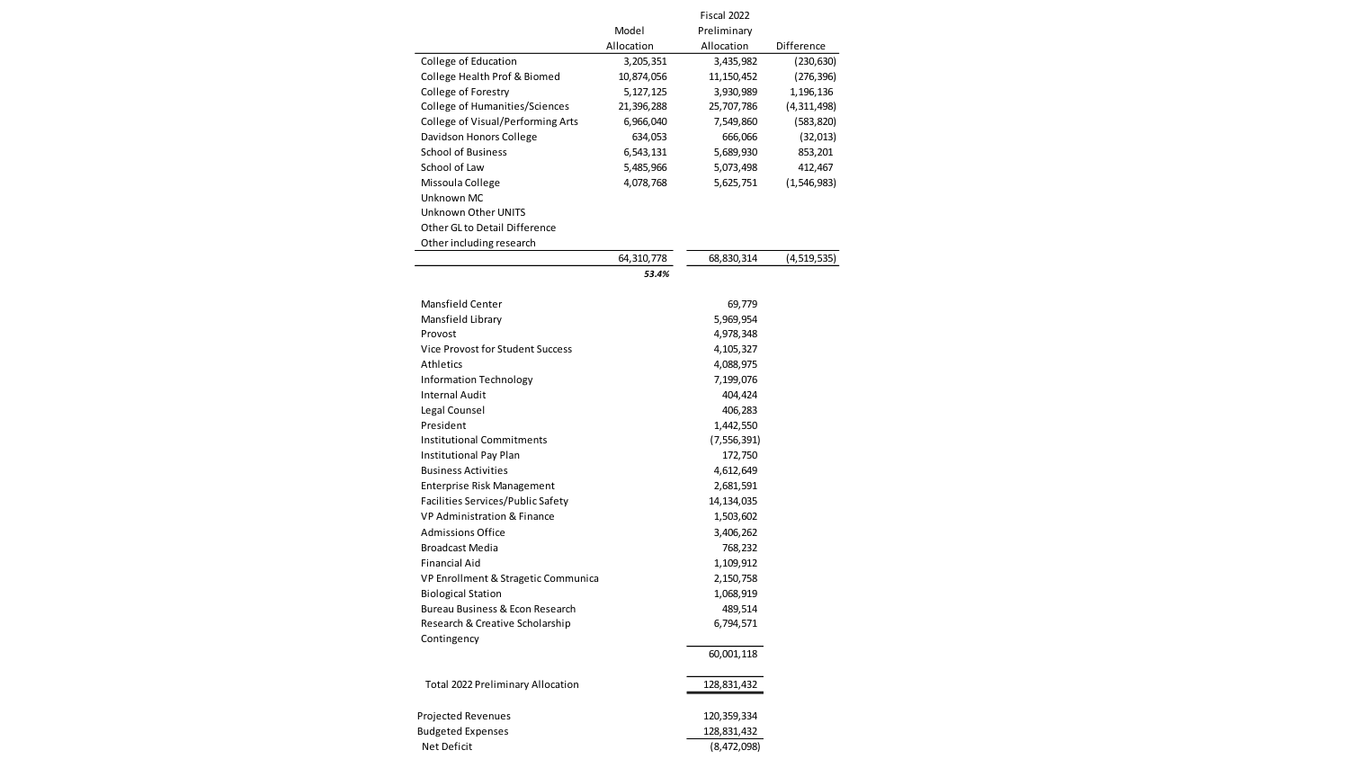| | Model Allocation | Fiscal 2022 Preliminary Allocation | Difference |
|---|---|---|---|
| College of Education | 3,205,351 | 3,435,982 | (230,630) |
| College Health Prof & Biomed | 10,874,056 | 11,150,452 | (276,396) |
| College of Forestry | 5,127,125 | 3,930,989 | 1,196,136 |
| College of Humanities/Sciences | 21,396,288 | 25,707,786 | (4,311,498) |
| College of Visual/Performing Arts | 6,966,040 | 7,549,860 | (583,820) |
| Davidson Honors College | 634,053 | 666,066 | (32,013) |
| School of Business | 6,543,131 | 5,689,930 | 853,201 |
| School of Law | 5,485,966 | 5,073,498 | 412,467 |
| Missoula College | 4,078,768 | 5,625,751 | (1,546,983) |
| Unknown MC | | | |
| Unknown Other UNITS | | | |
| Other GL to Detail Difference | | | |
| Other including research | | | |
| | 64,310,778 | 68,830,314 | (4,519,535) |
| | *53.4%* | | |
| Mansfield Center | | 69,779 | |
| Mansfield Library | | 5,969,954 | |
| Provost | | 4,978,348 | |
| Vice Provost for Student Success | | 4,105,327 | |
| Athletics | | 4,088,975 | |
| Information Technology | | 7,199,076 | |
| Internal Audit | | 404,424 | |
| Legal Counsel | | 406,283 | |
| President | | 1,442,550 | |
| Institutional Commitments | | (7,556,391) | |
| Institutional Pay Plan | | 172,750 | |
| Business Activities | | 4,612,649 | |
| Enterprise Risk Management | | 2,681,591 | |
| Facilities Services/Public Safety | | 14,134,035 | |
| VP Administration & Finance | | 1,503,602 | |
| Admissions Office | | 3,406,262 | |
| Broadcast Media | | 768,232 | |
| Financial Aid | | 1,109,912 | |
| VP Enrollment & Stragetic Communica | | 2,150,758 | |
| Biological Station | | 1,068,919 | |
| Bureau Business & Econ Research | | 489,514 | |
| Research & Creative Scholarship | | 6,794,571 | |
| Contingency | | | |
| | | 60,001,118 | |
| Total 2022 Preliminary Allocation | | 128,831,432 | |
| Projected Revenues | | 120,359,334 | |
| Budgeted Expenses | | 128,831,432 | |
| Net Deficit | | (8,472,098) | |